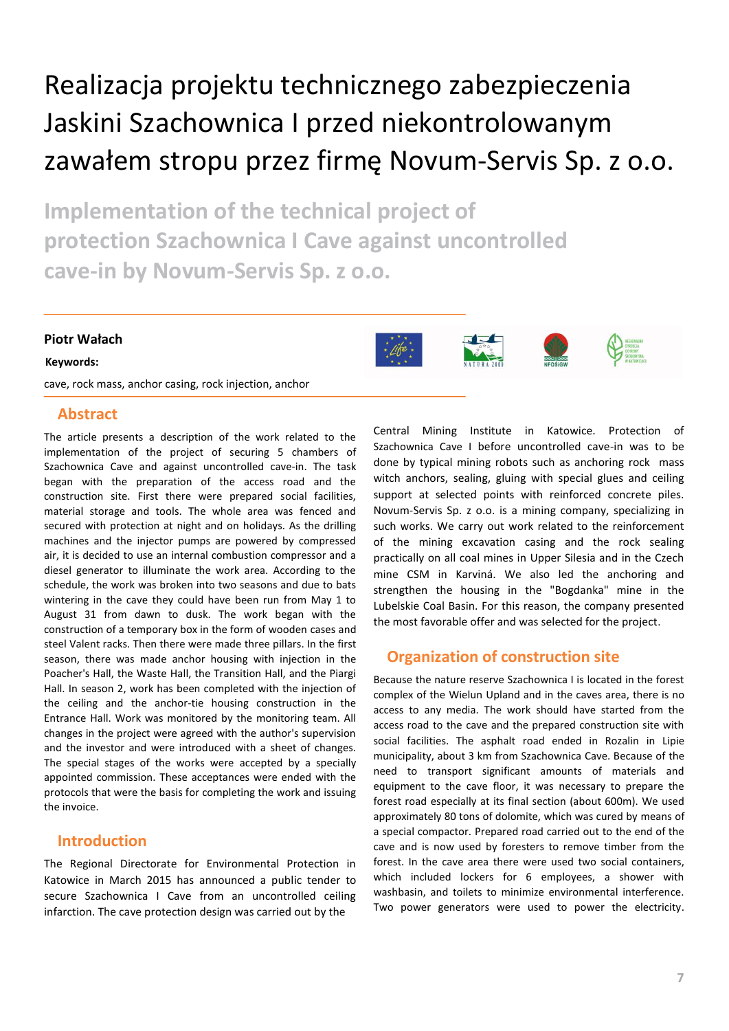# Realizacja projektu technicznego zabezpieczenia Jaskini Szachownica I przed niekontrolowanym zawałem stropu przez firmę Novum-Servis Sp. z o.o.

## Implementation of the technical project of protection Szachownica I Cave against uncontrolled cave-in by Novum-Servis Sp. z o.o.

**Piotr Wałach**

**Keywords:**

cave, rock mass, anchor casing, rock injection, anchor

## Abstract

The article presents a description of the work related to the implementation of the project of securing 5 chambers of Szachownica Cave and against uncontrolled cave-in. The task began with the preparation of the access road and the construction site. First there were prepared social facilities, material storage and tools. The whole area was fenced and secured with protection at night and on holidays. As the drilling machines and the injector pumps are powered by compressed air, it is decided to use an internal combustion compressor and a diesel generator to illuminate the work area. According to the schedule, the work was broken into two seasons and due to bats wintering in the cave they could have been run from May 1 to August 31 from dawn to dusk. The work began with the construction of a temporary box in the form of wooden cases and steel Valent racks. Then there were made three pillars. In the first season, there was made anchor housing with injection in the Poacher's Hall, the Waste Hall, the Transition Hall, and the Piargi Hall. In season 2, work has been completed with the injection of the ceiling and the anchor-tie housing construction in the Entrance Hall. Work was monitored by the monitoring team. All changes in the project were agreed with the author's supervision and the investor and were introduced with a sheet of changes. The special stages of the works were accepted by a specially appointed commission. These acceptances were ended with the protocols that were the basis for completing the work and issuing the invoice.

## Introduction

The Regional Directorate for Environmental Protection in Katowice in March 2015 has announced a public tender to secure Szachownica I Cave from an uncontrolled ceiling infarction. The cave protection design was carried out by the Central Mining Institute in Katowice. Protection of Szachownica Cave I before uncontrolled cave-in was to be done by typical mining robots such as anchoring rock mass witch anchors, sealing, gluing with special glues and ceiling support at selected points with reinforced concrete piles. Novum-Servis Sp. z o.o. is a mining company, specializing in such works. We carry out work related to the reinforcement of the mining excavation casing and the rock sealing practically on all coal mines in Upper Silesia and in the Czech mine CSM in Karviná. We also led the anchoring and strengthen the housing in the "Bogdanka" mine in the Lubelskie Coal Basin. For this reason, the company presented the most favorable offer and was selected for the project.

## Organization of construction site

Because the nature reserve Szachownica I is located in the forest complex of the Wielun Upland and in the caves area, there is no access to any media. The work should have started from the access road to the cave and the prepared construction site with social facilities. The asphalt road ended in Rozalin in Lipie municipality, about 3 km from Szachownica Cave. Because of the need to transport significant amounts of materials and equipment to the cave floor, it was necessary to prepare the forest road especially at its final section (about 600m). We used approximately 80 tons of dolomite, which was cured by means of a special compactor. Prepared road carried out to the end of the cave and is now used by foresters to remove timber from the forest. In the cave area there were used two social containers, which included lockers for 6 employees, a shower with washbasin, and toilets to minimize environmental interference. Two power generators were used to power the electricity.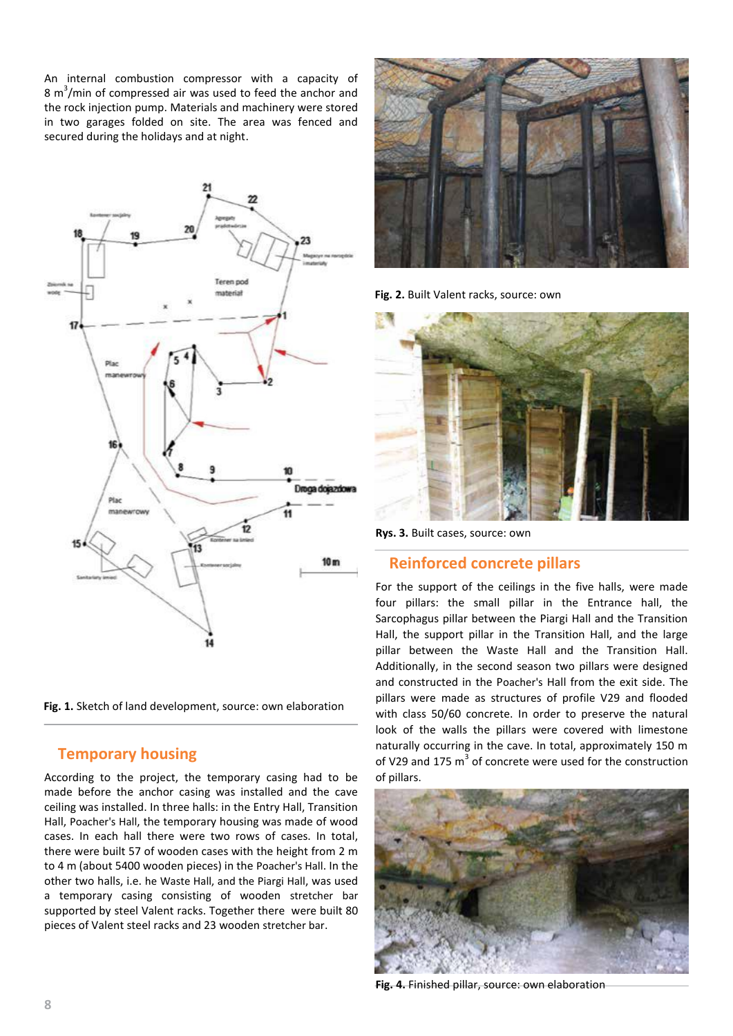An internal combustion compressor with a capacity of 8 $m^3$/min of compressed air was used to feed the anchor and the rock injection pump. Materials and machinery were stored in two garages folded on site. The area was fenced and secured during the holidays and at night.

**Fig. 1.** Sketch of land development, source: own elaboration

## Temporary housing

According to the project, the temporary casing had to be made before the anchor casing was installed and the cave ceiling was installed. In three halls: in the Entry Hall, Transition Hall, Poacher's Hall, the temporary housing was made of wood cases. In each hall there were two rows of cases. In total, there were built 57 of wooden cases with the height from 2 m to 4 m (about 5400 wooden pieces) in the Poacher's Hall. In the other two halls, i.e. he Waste Hall, and the Piargi Hall, was used a temporary casing consisting of wooden stretcher bar supported by steel Valent racks. Together there were built 80 pieces of Valent steel racks and 23 wooden stretcher bar.

**Fig. 2.** Built Valent racks, source: own

**Rys. 3.** Built cases, source: own

## Reinforced concrete pillars

For the support of the ceilings in the five halls, were made four pillars: the small pillar in the Entrance hall, the Sarcophagus pillar between the Piargi Hall and the Transition Hall, the support pillar in the Transition Hall, and the large pillar between the Waste Hall and the Transition Hall. Additionally, in the second season two pillars were designed and constructed in the Poacher's Hall from the exit side. The pillars were made as structures of profile V29 and flooded with class 50/60 concrete. In order to preserve the natural look of the walls the pillars were covered with limestone naturally occurring in the cave. In total, approximately 150 m of V29 and 175 $m^3$ of concrete were used for the construction of pillars.

**Fig. 4.** Finished pillar, source: own elaboration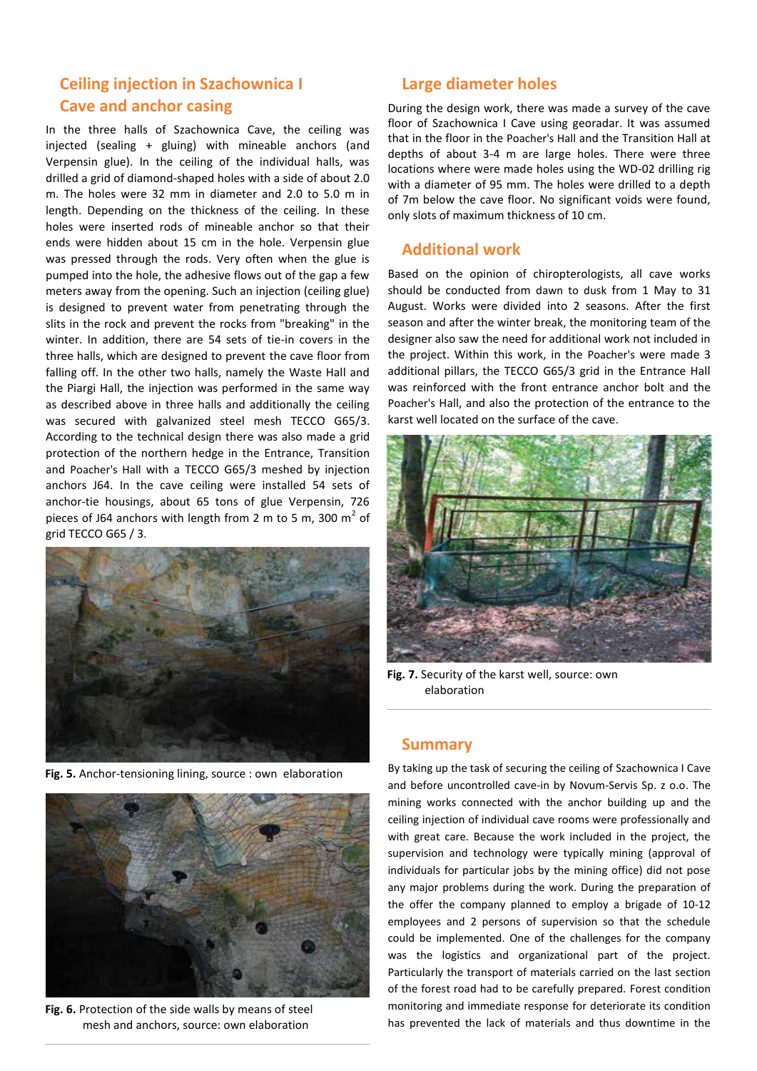## Ceiling injection in Szachownica I Cave and anchor casing

In the three halls of Szachownica Cave, the ceiling was injected (sealing + gluing) with mineable anchors (and Verpensin glue). In the ceiling of the individual halls, was drilled a grid of diamond-shaped holes with a side of about 2.0 m. The holes were 32 mm in diameter and 2.0 to 5.0 m in length. Depending on the thickness of the ceiling. In these holes were inserted rods of mineable anchor so that their ends were hidden about 15 cm in the hole. Verpensin glue was pressed through the rods. Very often when the glue is pumped into the hole, the adhesive flows out of the gap a few meters away from the opening. Such an injection (ceiling glue) is designed to prevent water from penetrating through the slits in the rock and prevent the rocks from "breaking" in the winter. In addition, there are 54 sets of tie-in covers in the three halls, which are designed to prevent the cave floor from falling off. In the other two halls, namely the Waste Hall and the Piargi Hall, the injection was performed in the same way as described above in three halls and additionally the ceiling was secured with galvanized steel mesh TECCO G65/3. According to the technical design there was also made a grid protection of the northern hedge in the Entrance, Transition and Poacher's Hall with a TECCO G65/3 meshed by injection anchors J64. In the cave ceiling were installed 54 sets of anchor-tie housings, about 65 tons of glue Verpensin, 726 pieces of J64 anchors with length from 2 m to 5 m, 300 m$^2$ of grid TECCO G65 / 3.

**Fig. 5.** Anchor-tensioning lining, source : own elaboration

**Fig. 6.** Protection of the side walls by means of steel mesh and anchors, source: own elaboration

## Large diameter holes

During the design work, there was made a survey of the cave floor of Szachownica I Cave using georadar. It was assumed that in the floor in the Poacher's Hall and the Transition Hall at depths of about 3-4 m are large holes. There were three locations where were made holes using the WD-02 drilling rig with a diameter of 95 mm. The holes were drilled to a depth of 7m below the cave floor. No significant voids were found, only slots of maximum thickness of 10 cm.

## Additional work

Based on the opinion of chiropterologists, all cave works should be conducted from dawn to dusk from 1 May to 31 August. Works were divided into 2 seasons. After the first season and after the winter break, the monitoring team of the designer also saw the need for additional work not included in the project. Within this work, in the Poacher's were made 3 additional pillars, the TECCO G65/3 grid in the Entrance Hall was reinforced with the front entrance anchor bolt and the Poacher's Hall, and also the protection of the entrance to the karst well located on the surface of the cave.

**Fig. 7.** Security of the karst well, source: own elaboration

## Summary

By taking up the task of securing the ceiling of Szachownica I Cave and before uncontrolled cave-in by Novum-Servis Sp. z o.o. The mining works connected with the anchor building up and the ceiling injection of individual cave rooms were professionally and with great care. Because the work included in the project, the supervision and technology were typically mining (approval of individuals for particular jobs by the mining office) did not pose any major problems during the work. During the preparation of the offer the company planned to employ a brigade of 10-12 employees and 2 persons of supervision so that the schedule could be implemented. One of the challenges for the company was the logistics and organizational part of the project. Particularly the transport of materials carried on the last section of the forest road had to be carefully prepared. Forest condition monitoring and immediate response for deteriorate its condition has prevented the lack of materials and thus downtime in the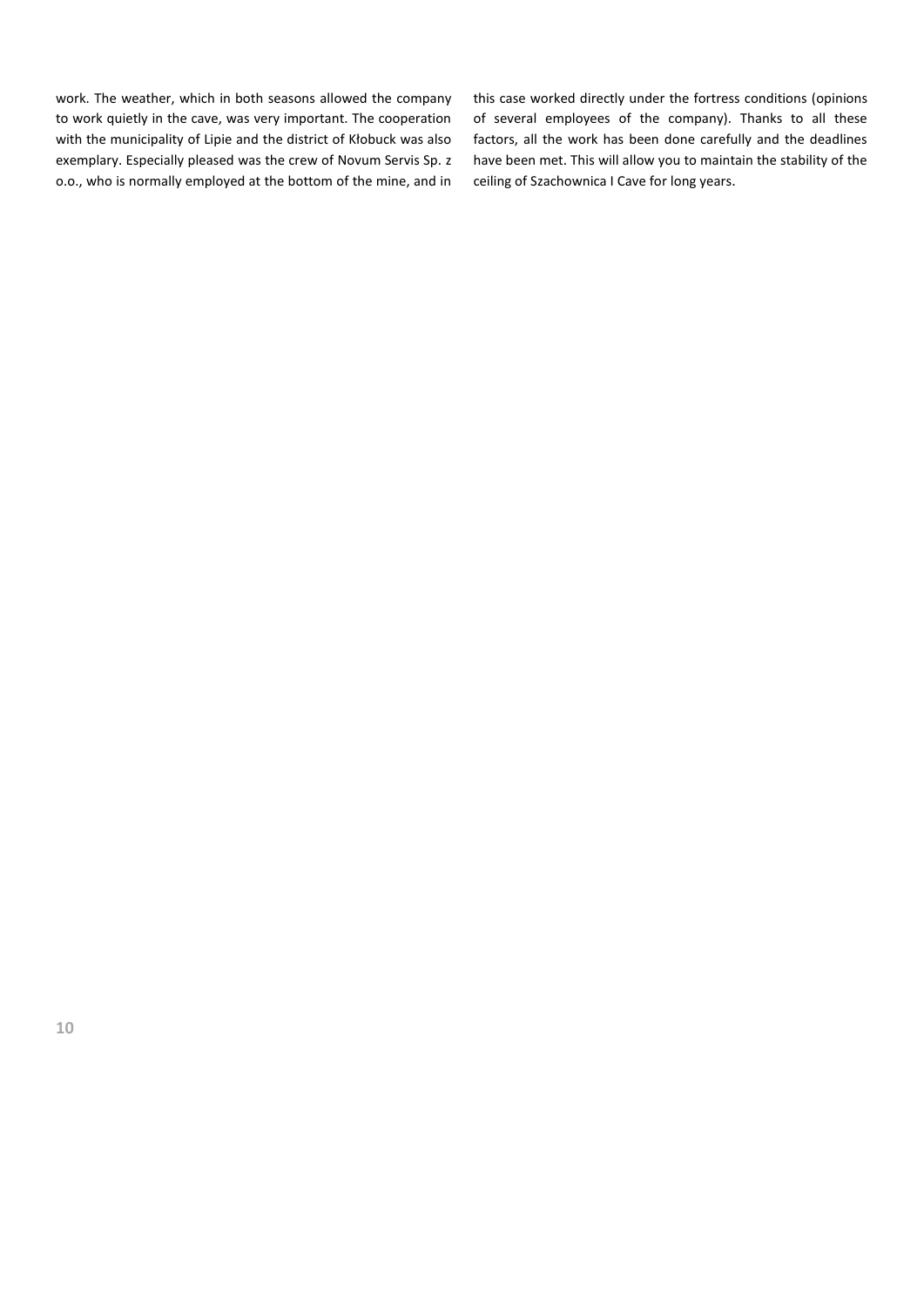work. The weather, which in both seasons allowed the company to work quietly in the cave, was very important. The cooperation with the municipality of Lipie and the district of Kłobuck was also exemplary. Especially pleased was the crew of Novum Servis Sp. z o.o., who is normally employed at the bottom of the mine, and in this case worked directly under the fortress conditions (opinions of several employees of the company). Thanks to all these factors, all the work has been done carefully and the deadlines have been met. This will allow you to maintain the stability of the ceiling of Szachownica I Cave for long years.